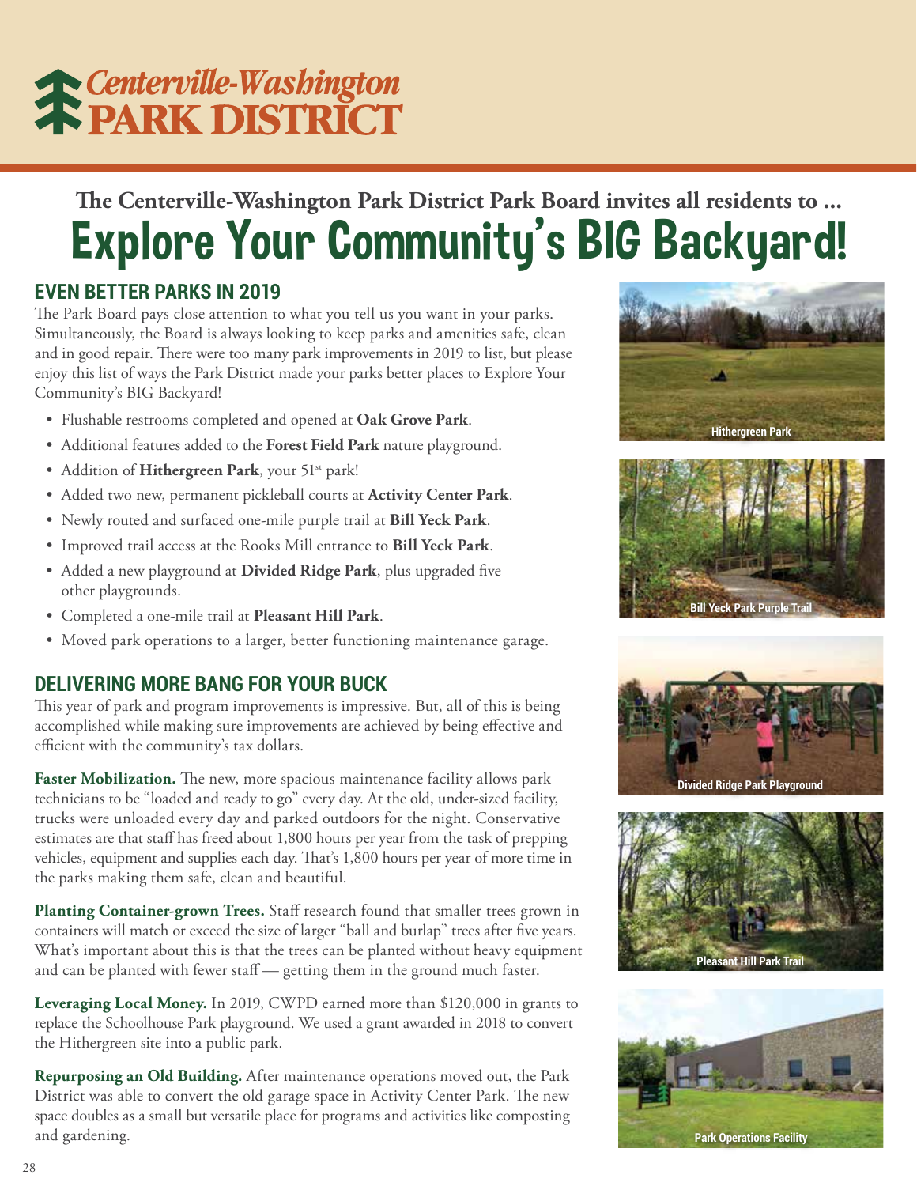# Centerville-Washington PARK DISTRICT

**The Centerville-Washington Park District Park Board invites all residents to …**

# Explore Your Community's BIG Backyard!

## EVEN BETTER PARKS IN 2019

The Park Board pays close attention to what you tell us you want in your parks. Simultaneously, the Board is always looking to keep parks and amenities safe, clean and in good repair. There were too many park improvements in 2019 to list, but please enjoy this list of ways the Park District made your parks better places to Explore Your Community's BIG Backyard!

- Flushable restrooms completed and opened at **Oak Grove Park**.
- Additional features added to the **Forest Field Park** nature playground.
- Addition of **Hithergreen Park**, your 51st park!
- Added two new, permanent pickleball courts at **Activity Center Park**.
- Newly routed and surfaced one-mile purple trail at **Bill Yeck Park**.
- Improved trail access at the Rooks Mill entrance to **Bill Yeck Park**.
- Added a new playground at **Divided Ridge Park**, plus upgraded five other playgrounds.
- Completed a one-mile trail at **Pleasant Hill Park**.
- Moved park operations to a larger, better functioning maintenance garage.

## DELIVERING MORE BANG FOR YOUR BUCK

This year of park and program improvements is impressive. But, all of this is being accomplished while making sure improvements are achieved by being effective and efficient with the community's tax dollars.

**Faster Mobilization.** The new, more spacious maintenance facility allows park technicians to be "loaded and ready to go" every day. At the old, under-sized facility, trucks were unloaded every day and parked outdoors for the night. Conservative estimates are that staff has freed about 1,800 hours per year from the task of prepping vehicles, equipment and supplies each day. That's 1,800 hours per year of more time in the parks making them safe, clean and beautiful.

**Planting Container-grown Trees.** Staff research found that smaller trees grown in containers will match or exceed the size of larger "ball and burlap" trees after five years. What's important about this is that the trees can be planted without heavy equipment and can be planted with fewer staff — getting them in the ground much faster.

**Leveraging Local Money.** In 2019, CWPD earned more than $120,000 in grants to replace the Schoolhouse Park playground. We used a grant awarded in 2018 to convert the Hithergreen site into a public park.

**Repurposing an Old Building.** After maintenance operations moved out, the Park District was able to convert the old garage space in Activity Center Park. The new space doubles as a small but versatile place for programs and activities like composting and gardening.

Hithergreen Park

Bill Yeck Park Purple Trail

Divided Ridge Park Playground

Pleasant Hill Park Trail

Park Operations Facility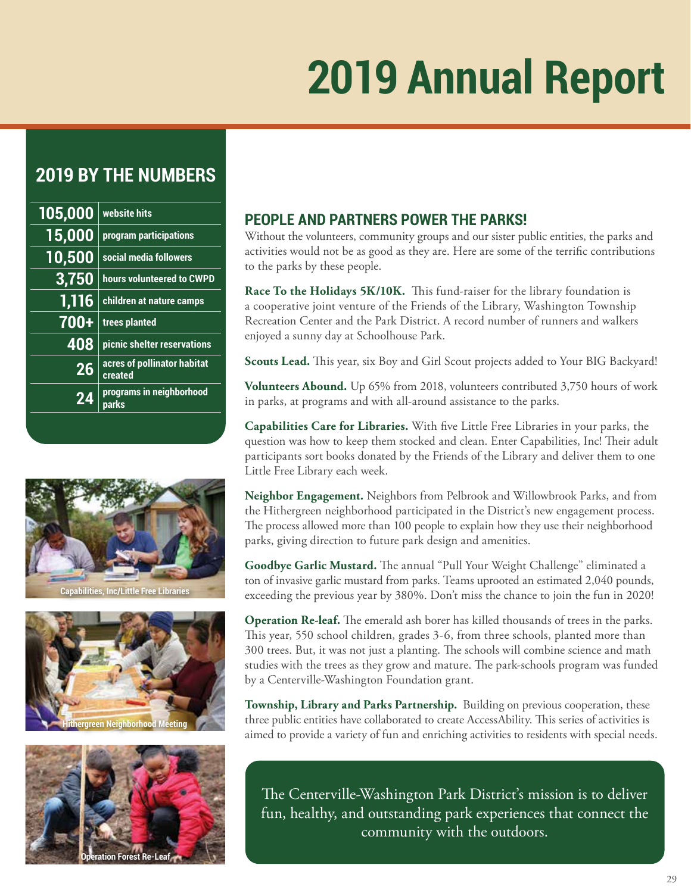# 2019 Annual Report

## 2019 BY THE NUMBERS

| | |
|---|---|
| 105,000 | website hits |
| 15,000 | program participations |
| 10,500 | social media followers |
| 3,750 | hours volunteered to CWPD |
| 1,116 | children at nature camps |
| 700+ | trees planted |
| 408 | picnic shelter reservations |
| 26 | acres of pollinator habitat created |
| 24 | programs in neighborhood parks |

Capabilities, Inc/Little Free Libraries

Hithergreen Neighborhood Meeting

Operation Forest Re-Leaf

## PEOPLE AND PARTNERS POWER THE PARKS!

Without the volunteers, community groups and our sister public entities, the parks and activities would not be as good as they are. Here are some of the terrific contributions to the parks by these people.

**Race To the Holidays 5K/10K.** This fund-raiser for the library foundation is a cooperative joint venture of the Friends of the Library, Washington Township Recreation Center and the Park District. A record number of runners and walkers enjoyed a sunny day at Schoolhouse Park.

**Scouts Lead.** This year, six Boy and Girl Scout projects added to Your BIG Backyard!

**Volunteers Abound.** Up 65% from 2018, volunteers contributed 3,750 hours of work in parks, at programs and with all-around assistance to the parks.

**Capabilities Care for Libraries.** With five Little Free Libraries in your parks, the question was how to keep them stocked and clean. Enter Capabilities, Inc! Their adult participants sort books donated by the Friends of the Library and deliver them to one Little Free Library each week.

**Neighbor Engagement.** Neighbors from Pelbrook and Willowbrook Parks, and from the Hithergreen neighborhood participated in the District's new engagement process. The process allowed more than 100 people to explain how they use their neighborhood parks, giving direction to future park design and amenities.

**Goodbye Garlic Mustard.** The annual "Pull Your Weight Challenge" eliminated a ton of invasive garlic mustard from parks. Teams uprooted an estimated 2,040 pounds, exceeding the previous year by 380%. Don't miss the chance to join the fun in 2020!

**Operation Re-leaf.** The emerald ash borer has killed thousands of trees in the parks. This year, 550 school children, grades 3-6, from three schools, planted more than 300 trees. But, it was not just a planting. The schools will combine science and math studies with the trees as they grow and mature. The park-schools program was funded by a Centerville-Washington Foundation grant.

**Township, Library and Parks Partnership.** Building on previous cooperation, these three public entities have collaborated to create AccessAbility. This series of activities is aimed to provide a variety of fun and enriching activities to residents with special needs.

The Centerville-Washington Park District's mission is to deliver fun, healthy, and outstanding park experiences that connect the community with the outdoors.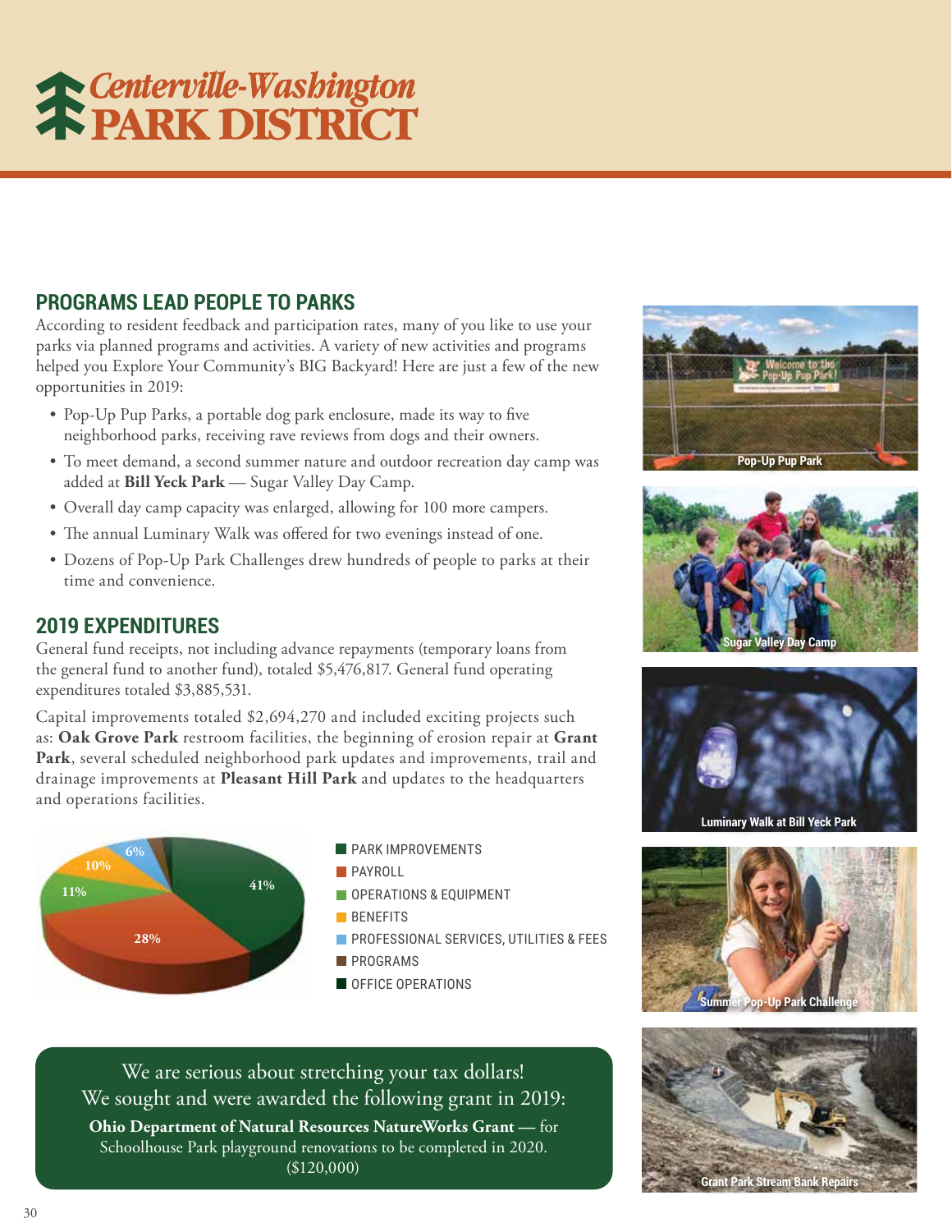# Centerville-Washington PARK DISTRICT

## PROGRAMS LEAD PEOPLE TO PARKS

According to resident feedback and participation rates, many of you like to use your parks via planned programs and activities. A variety of new activities and programs helped you Explore Your Community's BIG Backyard! Here are just a few of the new opportunities in 2019:

- Pop-Up Pup Parks, a portable dog park enclosure, made its way to five neighborhood parks, receiving rave reviews from dogs and their owners.
- To meet demand, a second summer nature and outdoor recreation day camp was added at **Bill Yeck Park** — Sugar Valley Day Camp.
- Overall day camp capacity was enlarged, allowing for 100 more campers.
- The annual Luminary Walk was offered for two evenings instead of one.
- Dozens of Pop-Up Park Challenges drew hundreds of people to parks at their time and convenience.

## 2019 EXPENDITURES

General fund receipts, not including advance repayments (temporary loans from the general fund to another fund), totaled $5,476,817. General fund operating expenditures totaled $3,885,531.

Capital improvements totaled $2,694,270 and included exciting projects such as: **Oak Grove Park** restroom facilities, the beginning of erosion repair at **Grant Park**, several scheduled neighborhood park updates and improvements, trail and drainage improvements at **Pleasant Hill Park** and updates to the headquarters and operations facilities.

| Category | Percentage |
|---|---|
| PARK IMPROVEMENTS | 41% |
| PAYROLL | 28% |
| OPERATIONS & EQUIPMENT | 11% |
| BENEFITS | 10% |
| PROFESSIONAL SERVICES, UTILITIES & FEES | 6% |
| PROGRAMS | |
| OFFICE OPERATIONS | |

We are serious about stretching your tax dollars!
We sought and were awarded the following grant in 2019:

**Ohio Department of Natural Resources NatureWorks Grant —** for Schoolhouse Park playground renovations to be completed in 2020. ($120,000)

Pop-Up Pup Park

Sugar Valley Day Camp

Luminary Walk at Bill Yeck Park

Summer Pop-Up Park Challenge

Grant Park Stream Bank Repairs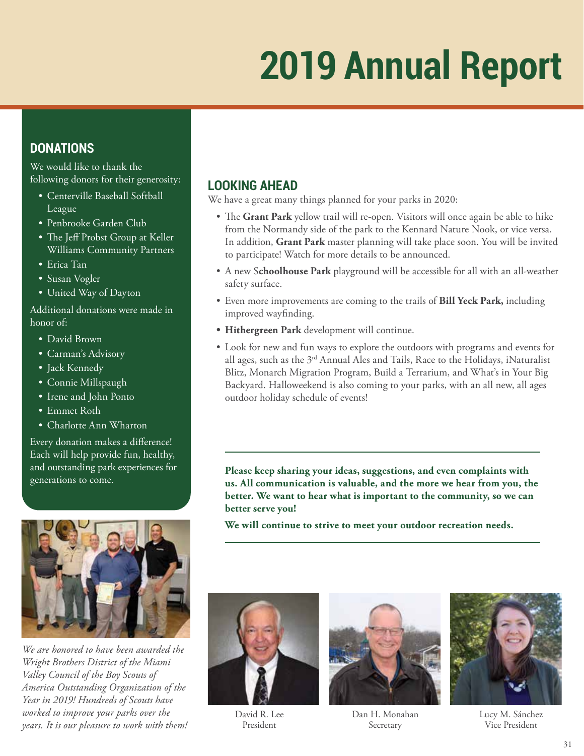# 2019 Annual Report

## DONATIONS

We would like to thank the following donors for their generosity:

- Centerville Baseball Softball League
- Penbrooke Garden Club
- The Jeff Probst Group at Keller Williams Community Partners
- Erica Tan
- Susan Vogler
- United Way of Dayton

Additional donations were made in honor of:

- David Brown
- Carman's Advisory
- Jack Kennedy
- Connie Millspaugh
- Irene and John Ponto
- Emmet Roth
- Charlotte Ann Wharton

Every donation makes a difference! Each will help provide fun, healthy, and outstanding park experiences for generations to come.

*We are honored to have been awarded the Wright Brothers District of the Miami Valley Council of the Boy Scouts of America Outstanding Organization of the Year in 2019! Hundreds of Scouts have worked to improve your parks over the years. It is our pleasure to work with them!*

## LOOKING AHEAD

We have a great many things planned for your parks in 2020:

- The **Grant Park** yellow trail will re-open. Visitors will once again be able to hike from the Normandy side of the park to the Kennard Nature Nook, or vice versa. In addition, **Grant Park** master planning will take place soon. You will be invited to participate! Watch for more details to be announced.
- A new S**choolhouse Park** playground will be accessible for all with an all-weather safety surface.
- Even more improvements are coming to the trails of **Bill Yeck Park,** including improved wayfinding.
- **Hithergreen Park** development will continue.
- Look for new and fun ways to explore the outdoors with programs and events for all ages, such as the 3rd Annual Ales and Tails, Race to the Holidays, iNaturalist Blitz, Monarch Migration Program, Build a Terrarium, and What's in Your Big Backyard. Halloweekend is also coming to your parks, with an all new, all ages outdoor holiday schedule of events!

**Please keep sharing your ideas, suggestions, and even complaints with us. All communication is valuable, and the more we hear from you, the better. We want to hear what is important to the community, so we can better serve you!**

**We will continue to strive to meet your outdoor recreation needs.**

David R. Lee
President

Dan H. Monahan
Secretary

Lucy M. Sánchez
Vice President